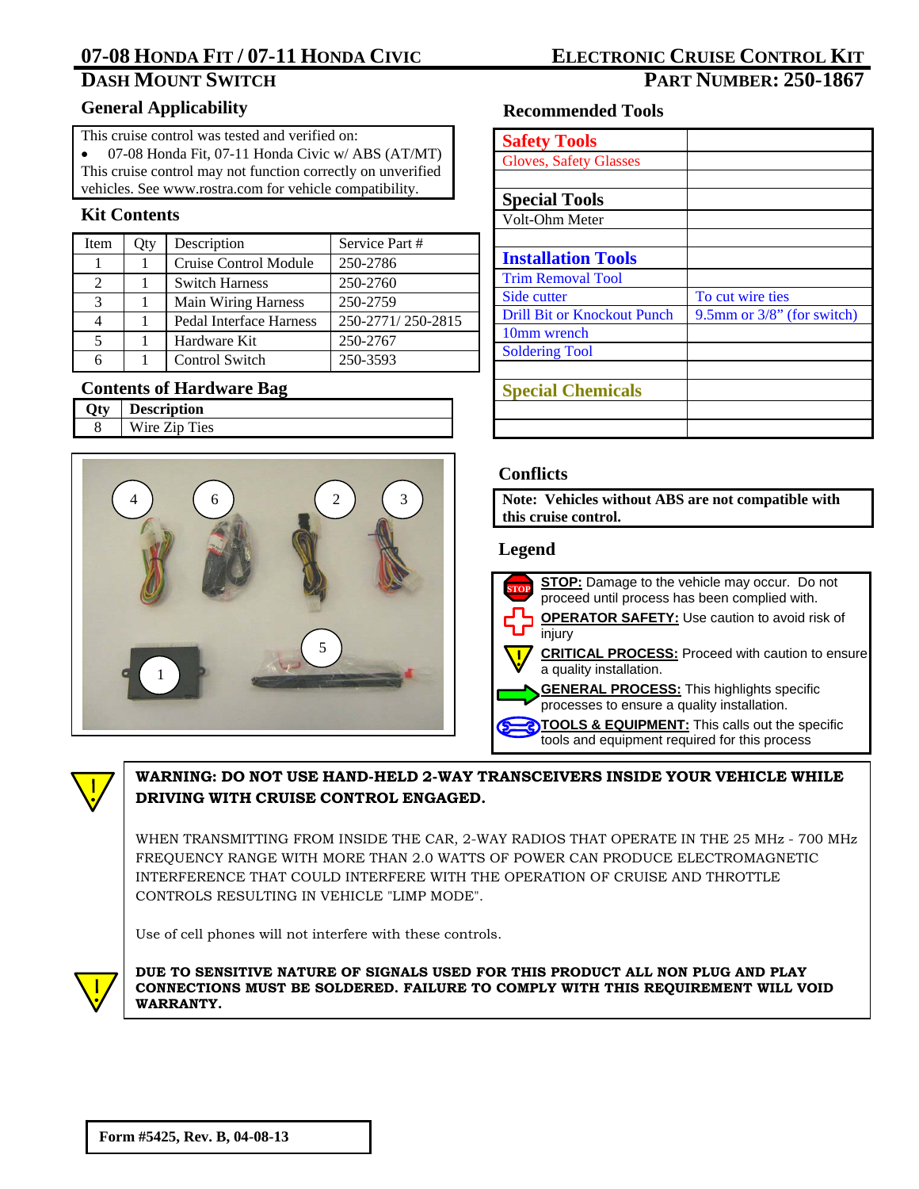# 07-08 Honda Fit / 07-11 Honda Civic Dash Mount Switch

# Electronic Cruise Control Kit Part Number: 250-1867

## General Applicability

This cruise control was tested and verified on:

- 07-08 Honda Fit, 07-11 Honda Civic w/ ABS (AT/MT)

This cruise control may not function correctly on unverified vehicles. See www.rostra.com for vehicle compatibility.

## Kit Contents

| Item | Qty | Description | Service Part # |
|---|---|---|---|
| 1 | 1 | Cruise Control Module | 250-2786 |
| 2 | 1 | Switch Harness | 250-2760 |
| 3 | 1 | Main Wiring Harness | 250-2759 |
| 4 | 1 | Pedal Interface Harness | 250-2771/ 250-2815 |
| 5 | 1 | Hardware Kit | 250-2767 |
| 6 | 1 | Control Switch | 250-3593 |

## Contents of Hardware Bag

| Qty | Description |
|---|---|
| 8 | Wire Zip Ties |

## Recommended Tools

| | |
|---|---|
| **Safety Tools** | |
| Gloves, Safety Glasses | |
| | |
| **Special Tools** | |
| Volt-Ohm Meter | |
| | |
| **Installation Tools** | |
| Trim Removal Tool | |
| Side cutter | To cut wire ties |
| Drill Bit or Knockout Punch | 9.5mm or 3/8" (for switch) |
| 10mm wrench | |
| Soldering Tool | |
| | |
| **Special Chemicals** | |
| | |
| | |

## Conflicts

**Note: Vehicles without ABS are not compatible with this cruise control.**

## Legend

- **STOP:** Damage to the vehicle may occur. Do not proceed until process has been complied with.
- **OPERATOR SAFETY:** Use caution to avoid risk of injury
- **CRITICAL PROCESS:** Proceed with caution to ensure a quality installation.
- **GENERAL PROCESS:** This highlights specific processes to ensure a quality installation.
- **TOOLS & EQUIPMENT:** This calls out the specific tools and equipment required for this process

**WARNING: DO NOT USE HAND-HELD 2-WAY TRANSCEIVERS INSIDE YOUR VEHICLE WHILE DRIVING WITH CRUISE CONTROL ENGAGED.**

WHEN TRANSMITTING FROM INSIDE THE CAR, 2-WAY RADIOS THAT OPERATE IN THE 25 MHz - 700 MHz FREQUENCY RANGE WITH MORE THAN 2.0 WATTS OF POWER CAN PRODUCE ELECTROMAGNETIC INTERFERENCE THAT COULD INTERFERE WITH THE OPERATION OF CRUISE AND THROTTLE CONTROLS RESULTING IN VEHICLE "LIMP MODE".

Use of cell phones will not interfere with these controls.

**DUE TO SENSITIVE NATURE OF SIGNALS USED FOR THIS PRODUCT ALL NON PLUG AND PLAY CONNECTIONS MUST BE SOLDERED. FAILURE TO COMPLY WITH THIS REQUIREMENT WILL VOID WARRANTY.**

**Form #5425, Rev. B, 04-08-13**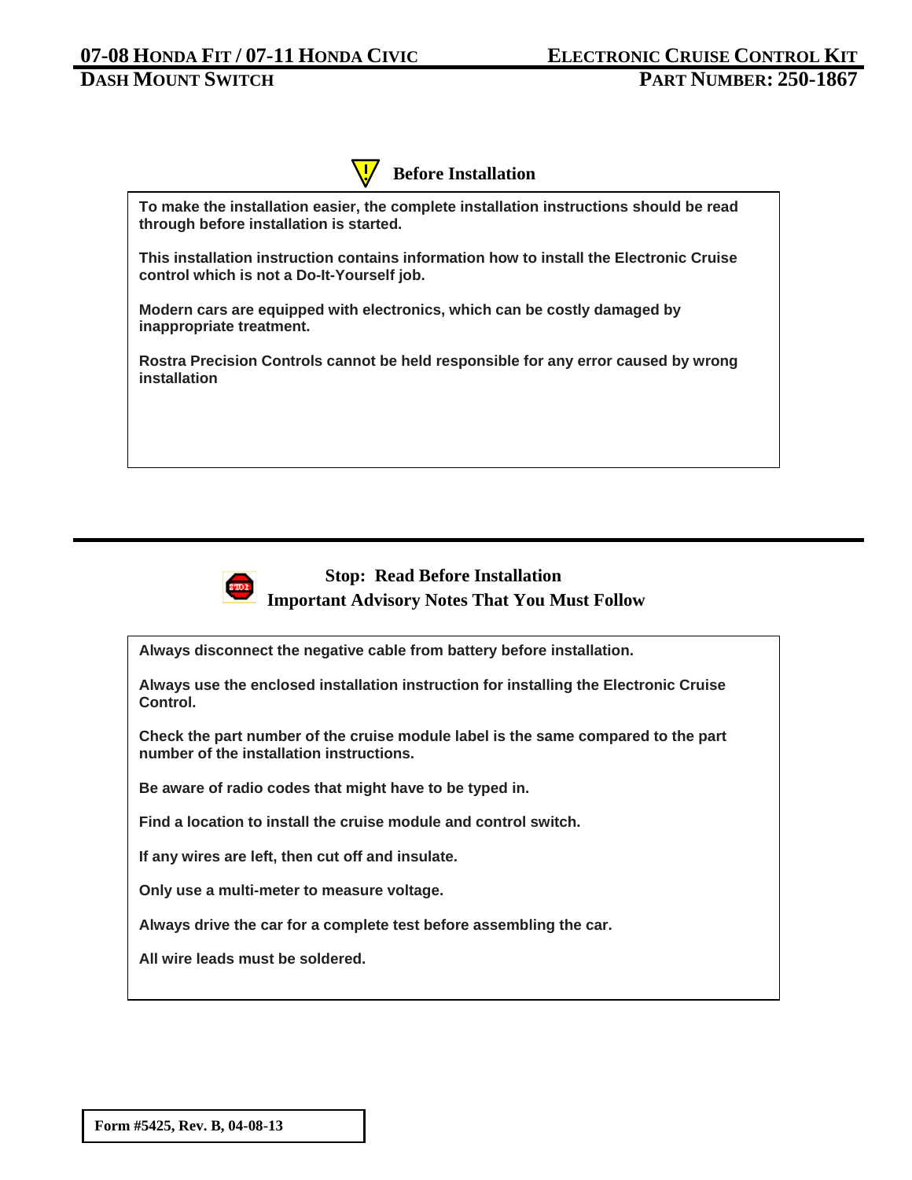## Before Installation

**To make the installation easier, the complete installation instructions should be read through before installation is started.**

**This installation instruction contains information how to install the Electronic Cruise control which is not a Do-It-Yourself job.**

**Modern cars are equipped with electronics, which can be costly damaged by inappropriate treatment.**

**Rostra Precision Controls cannot be held responsible for any error caused by wrong installation**

## Stop: Read Before Installation
## Important Advisory Notes That You Must Follow

**Always disconnect the negative cable from battery before installation.**

**Always use the enclosed installation instruction for installing the Electronic Cruise Control.**

**Check the part number of the cruise module label is the same compared to the part number of the installation instructions.**

**Be aware of radio codes that might have to be typed in.**

**Find a location to install the cruise module and control switch.**

**If any wires are left, then cut off and insulate.**

**Only use a multi-meter to measure voltage.**

**Always drive the car for a complete test before assembling the car.**

**All wire leads must be soldered.**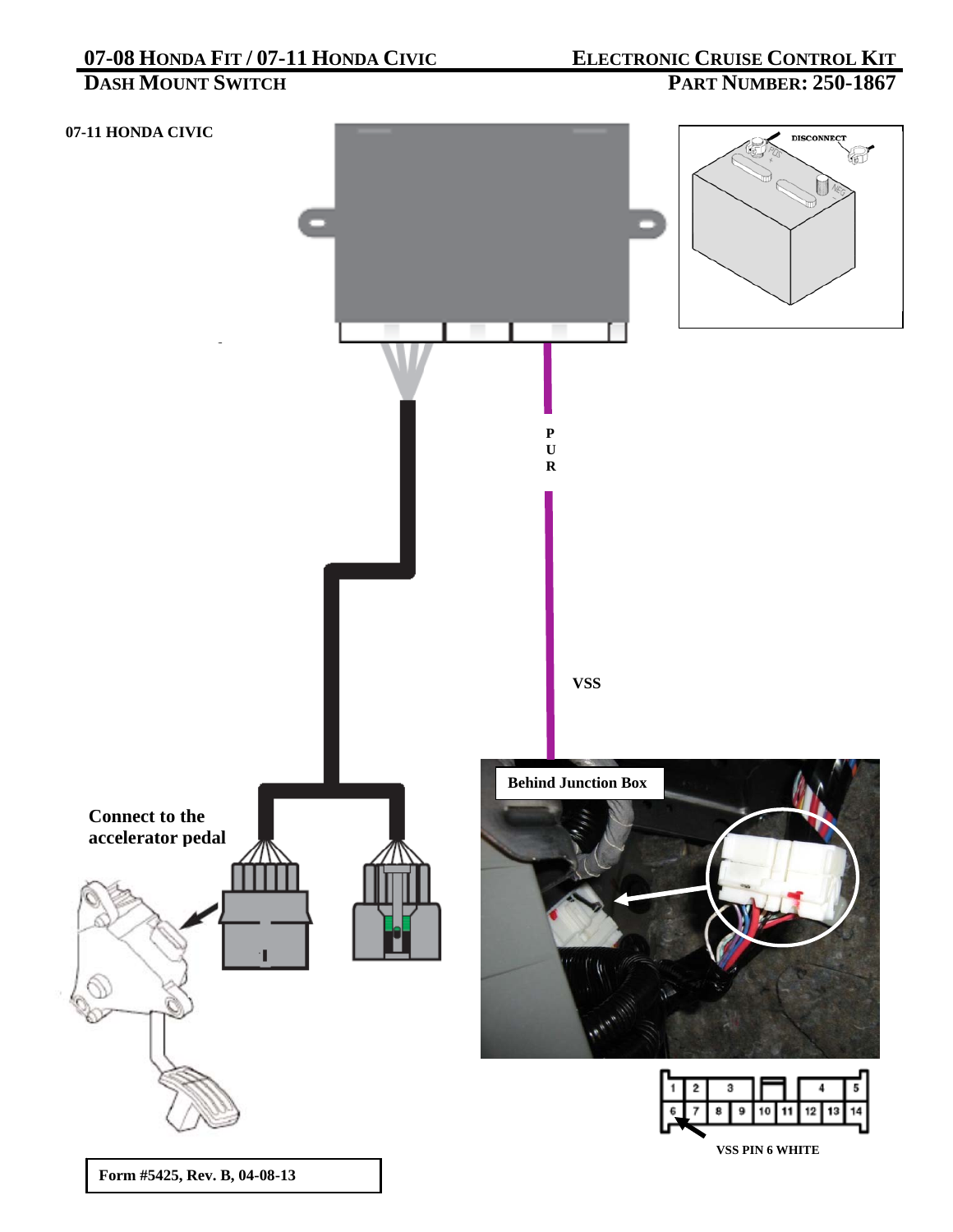## 07-11 HONDA CIVIC

P
U
R

VSS

**Behind Junction Box**

**Connect to the accelerator pedal**

| 1 | 2 | 3 | | 4 | 5 |
|---|---|---|---|---|---|

| 6 | 7 | 8 | 9 | 10 | 11 | 12 | 13 | 14 |
|---|---|---|---|---|---|---|---|---|

**VSS PIN 6 WHITE**

DISCONNECT

Form #5425, Rev. B, 04-08-13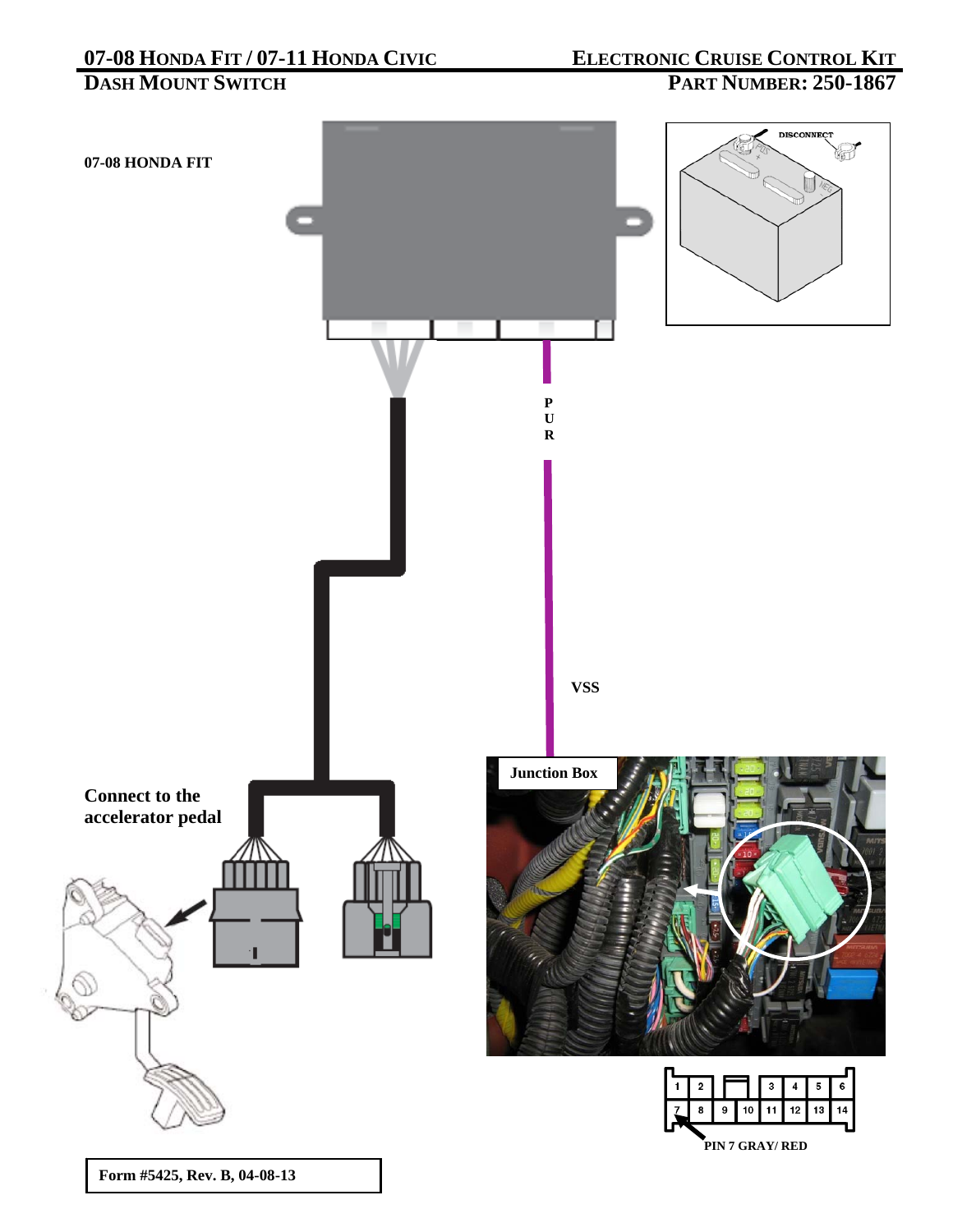07-08 HONDA FIT / 07-11 HONDA CIVIC — ELECTRONIC CRUISE CONTROL KIT

DASH MOUNT SWITCH — PART NUMBER: 250-1867

**07-08 HONDA FIT**

DISCONNECT

PUR

VSS

**Connect to the accelerator pedal**

**Junction Box**

| 1 | 2 | | 3 | 4 | 5 | 6 |
|---|---|---|---|---|---|---|
| 7 | 8 | 9 | 10 | 11 | 12 | 13 | 14 |

**PIN 7 GRAY/ RED**

**Form #5425, Rev. B, 04-08-13**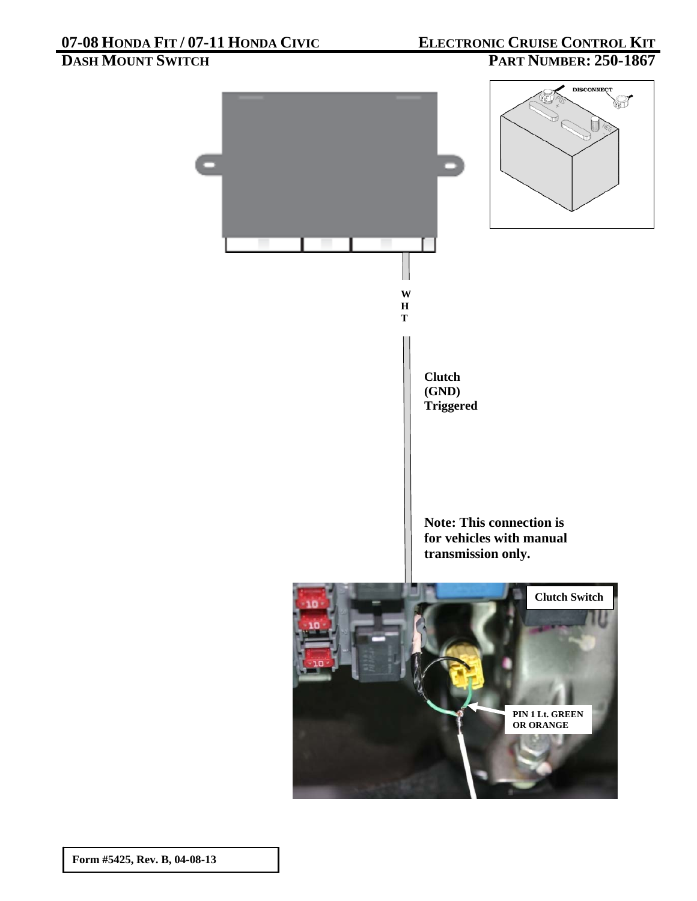W
H
T

**Clutch (GND) Triggered**

**Note: This connection is for vehicles with manual transmission only.**

**Clutch Switch**

**PIN 1 Lt. GREEN OR ORANGE**

DISCONNECT

**Form #5425, Rev. B, 04-08-13**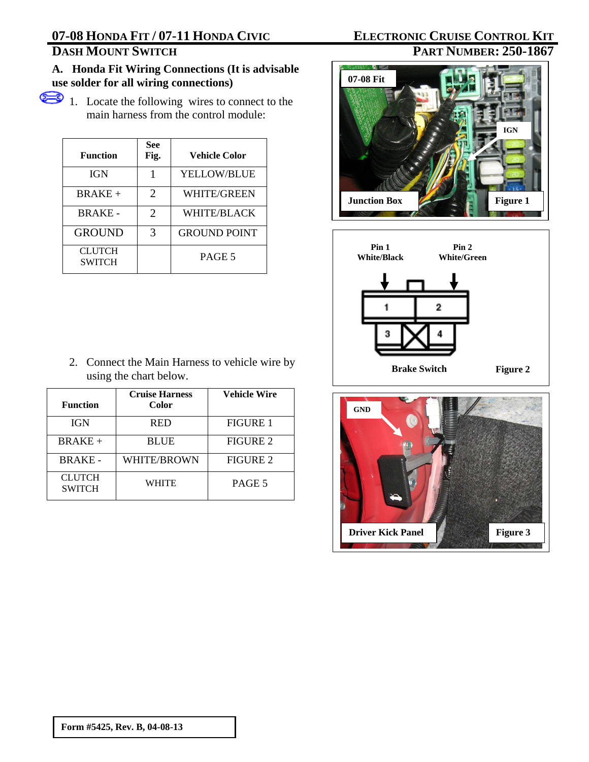# 07-08 Honda Fit / 07-11 Honda Civic — Electronic Cruise Control Kit

## Dash Mount Switch — Part Number: 250-1867

### A. Honda Fit Wiring Connections (It is advisable use solder for all wiring connections)

1. Locate the following wires to connect to the main harness from the control module:

| Function | See Fig. | Vehicle Color |
|---|---|---|
| IGN | 1 | YELLOW/BLUE |
| BRAKE + | 2 | WHITE/GREEN |
| BRAKE - | 2 | WHITE/BLACK |
| GROUND | 3 | GROUND POINT |
| CLUTCH SWITCH | | PAGE 5 |

2. Connect the Main Harness to vehicle wire by using the chart below.

| Function | Cruise Harness Color | Vehicle Wire |
|---|---|---|
| IGN | RED | FIGURE 1 |
| BRAKE + | BLUE | FIGURE 2 |
| BRAKE - | WHITE/BROWN | FIGURE 2 |
| CLUTCH SWITCH | WHITE | PAGE 5 |

07-08 Fit — IGN — Junction Box — Figure 1

Pin 1 White/Black — Pin 2 White/Green — Brake Switch — Figure 2

GND — Driver Kick Panel — Figure 3

Form #5425, Rev. B, 04-08-13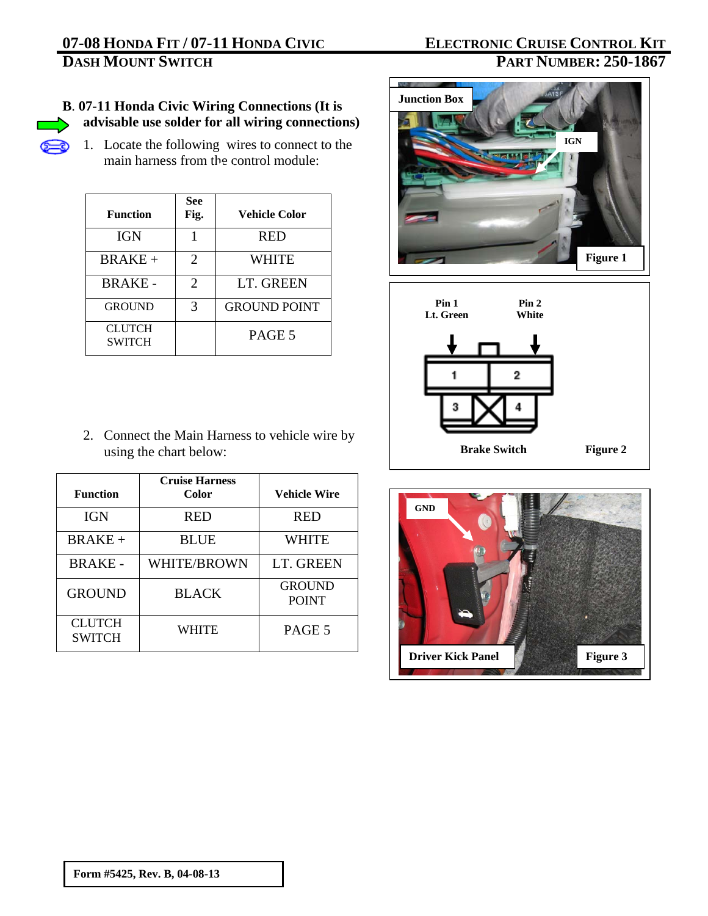**B. 07-11 Honda Civic Wiring Connections (It is advisable use solder for all wiring connections)**

1. Locate the following wires to connect to the main harness from the control module:

| Function | See Fig. | Vehicle Color |
|---|---|---|
| IGN | 1 | RED |
| BRAKE + | 2 | WHITE |
| BRAKE - | 2 | LT. GREEN |
| GROUND | 3 | GROUND POINT |
| CLUTCH SWITCH | | PAGE 5 |

2. Connect the Main Harness to vehicle wire by using the chart below:

| Function | Cruise Harness Color | Vehicle Wire |
|---|---|---|
| IGN | RED | RED |
| BRAKE + | BLUE | WHITE |
| BRAKE - | WHITE/BROWN | LT. GREEN |
| GROUND | BLACK | GROUND POINT |
| CLUTCH SWITCH | WHITE | PAGE 5 |

Junction Box — IGN

Figure 1

Pin 1 Lt. Green — Pin 2 White

Brake Switch

Figure 2

GND

Driver Kick Panel

Figure 3

Form #5425, Rev. B, 04-08-13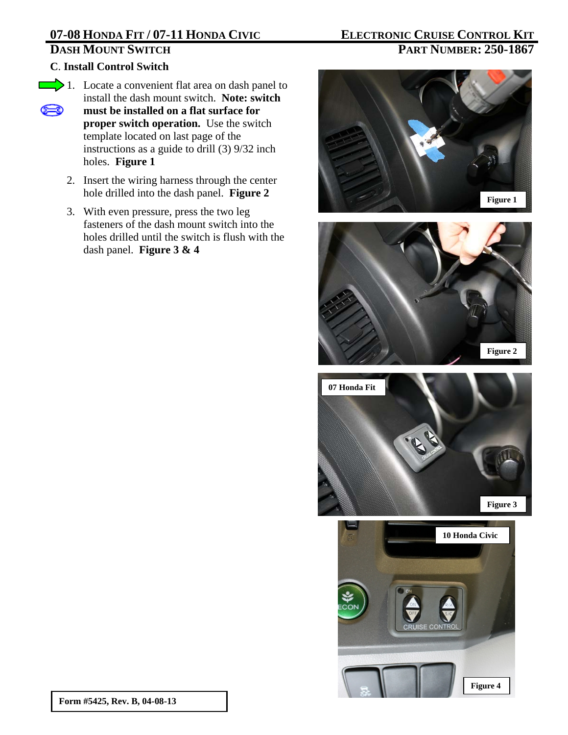## C. Install Control Switch

1. Locate a convenient flat area on dash panel to install the dash mount switch. **Note: switch must be installed on a flat surface for proper switch operation.** Use the switch template located on last page of the instructions as a guide to drill (3) 9/32 inch holes. **Figure 1**

2. Insert the wiring harness through the center hole drilled into the dash panel. **Figure 2**

3. With even pressure, press the two leg fasteners of the dash mount switch into the holes drilled until the switch is flush with the dash panel. **Figure 3 & 4**

Figure 1

Figure 2

07 Honda Fit

Figure 3

10 Honda Civic

Figure 4

Form #5425, Rev. B, 04-08-13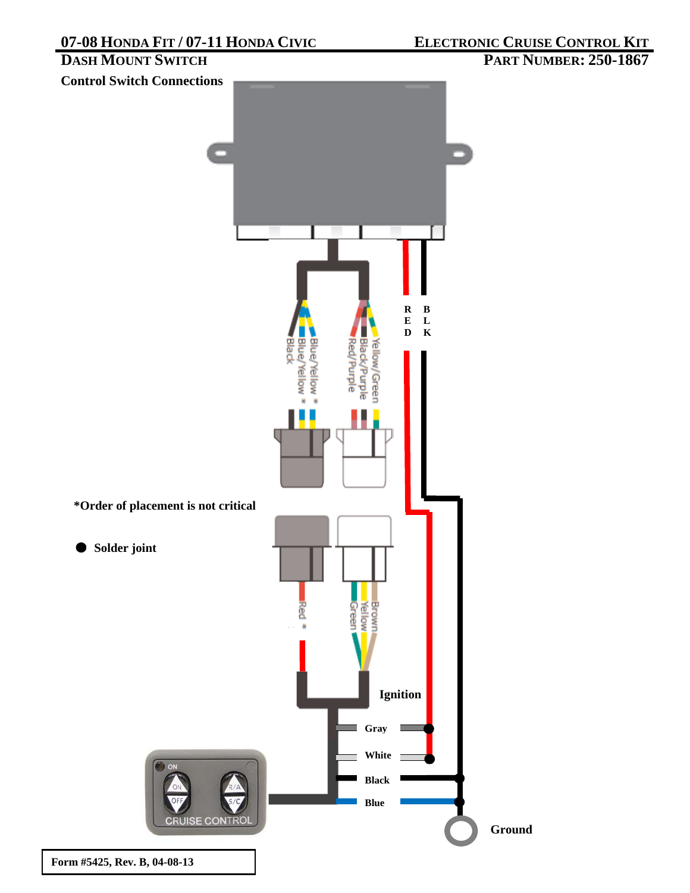# 07-08 Honda Fit / 07-11 Honda Civic

# Electronic Cruise Control Kit

## Dash Mount Switch

## Part Number: 250-1867

**Control Switch Connections**

Black

Blue/Yellow *

Blue/Yellow *

Red/Purple

Black/Purple

Yellow/Green

RED

BLK

***Order of placement is not critical**

● **Solder joint**

Red *

Green

Yellow

Brown

**Ignition**

**Gray**

**White**

**Black**

**Blue**

**Ground**

ON

ON

OFF

R/A

S/C

CRUISE CONTROL

**Form #5425, Rev. B, 04-08-13**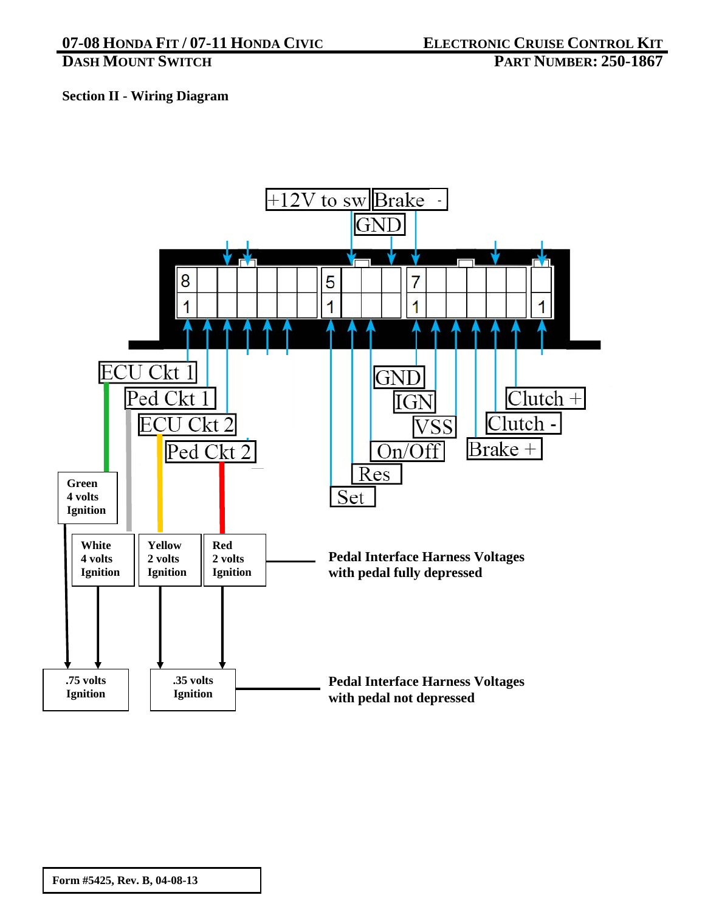## Section II - Wiring Diagram

+12V to sw | Brake -

GND

8 | 1 | 5 | 1 | 7 | 1 | 1

ECU Ckt 1

Ped Ckt 1

ECU Ckt 2

Ped Ckt 2

GND

IGN

VSS

On/Off

Res

Set

Clutch +

Clutch -

Brake +

**Green 4 volts Ignition**

**White 4 volts Ignition**

**Yellow 2 volts Ignition**

**Red 2 volts Ignition**

**Pedal Interface Harness Voltages with pedal fully depressed**

**.75 volts Ignition**

**.35 volts Ignition**

**Pedal Interface Harness Voltages with pedal not depressed**

**Form #5425, Rev. B, 04-08-13**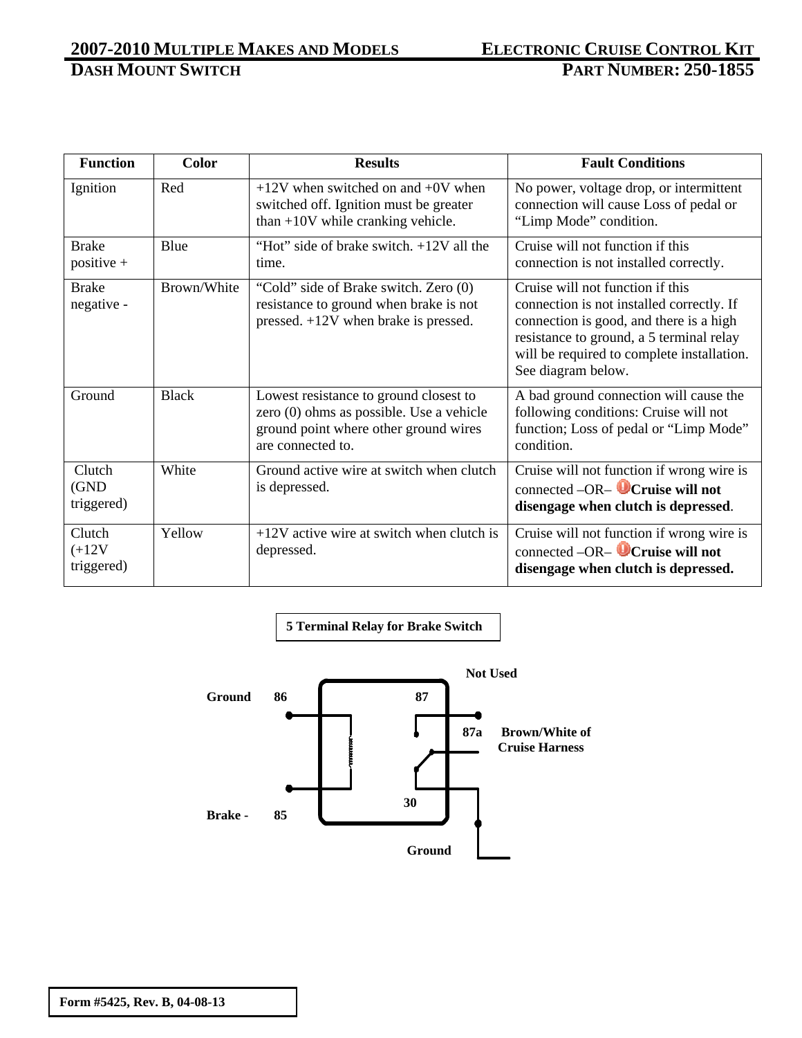| Function | Color | Results | Fault Conditions |
| --- | --- | --- | --- |
| Ignition | Red | +12V when switched on and +0V when switched off. Ignition must be greater than +10V while cranking vehicle. | No power, voltage drop, or intermittent connection will cause Loss of pedal or “Limp Mode” condition. |
| Brake positive + | Blue | “Hot” side of brake switch. +12V all the time. | Cruise will not function if this connection is not installed correctly. |
| Brake negative - | Brown/White | “Cold” side of Brake switch. Zero (0) resistance to ground when brake is not pressed. +12V when brake is pressed. | Cruise will not function if this connection is not installed correctly. If connection is good, and there is a high resistance to ground, a 5 terminal relay will be required to complete installation. See diagram below. |
| Ground | Black | Lowest resistance to ground closest to zero (0) ohms as possible. Use a vehicle ground point where other ground wires are connected to. | A bad ground connection will cause the following conditions: Cruise will not function; Loss of pedal or “Limp Mode” condition. |
| Clutch (GND triggered) | White | Ground active wire at switch when clutch is depressed. | Cruise will not function if wrong wire is connected –OR– **Cruise will not disengage when clutch is depressed**. |
| Clutch (+12V triggered) | Yellow | +12V active wire at switch when clutch is depressed. | Cruise will not function if wrong wire is connected –OR– **Cruise will not disengage when clutch is depressed.** |

**5 Terminal Relay for Brake Switch**

Ground 86
87 Not Used
87a Brown/White of Cruise Harness
30 Ground
Brake - 85

**Form #5425, Rev. B, 04-08-13**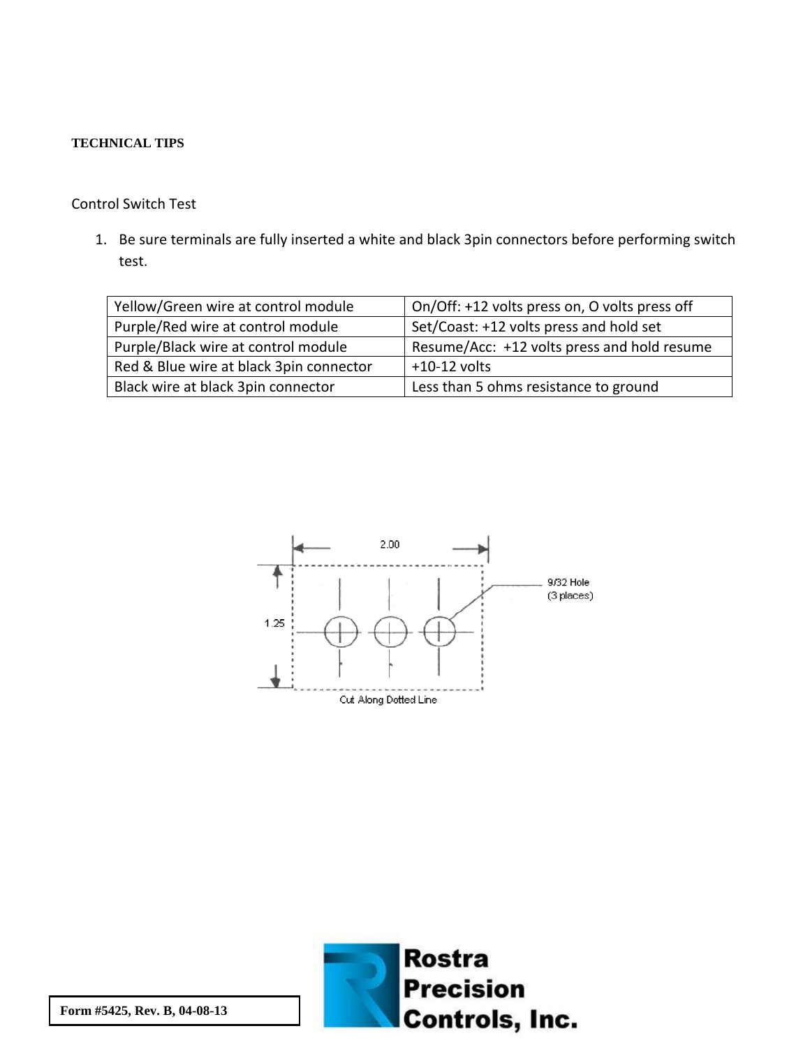**TECHNICAL TIPS**

Control Switch Test

1. Be sure terminals are fully inserted a white and black 3pin connectors before performing switch test.

| | |
|---|---|
| Yellow/Green wire at control module | On/Off: +12 volts press on, O volts press off |
| Purple/Red wire at control module | Set/Coast: +12 volts press and hold set |
| Purple/Black wire at control module | Resume/Acc: +12 volts press and hold resume |
| Red & Blue wire at black 3pin connector | +10-12 volts |
| Black wire at black 3pin connector | Less than 5 ohms resistance to ground |

2.00

1.25

9/32 Hole
(3 places)

Cut Along Dotted Line

Form #5425, Rev. B, 04-08-13

Rostra Precision Controls, Inc.